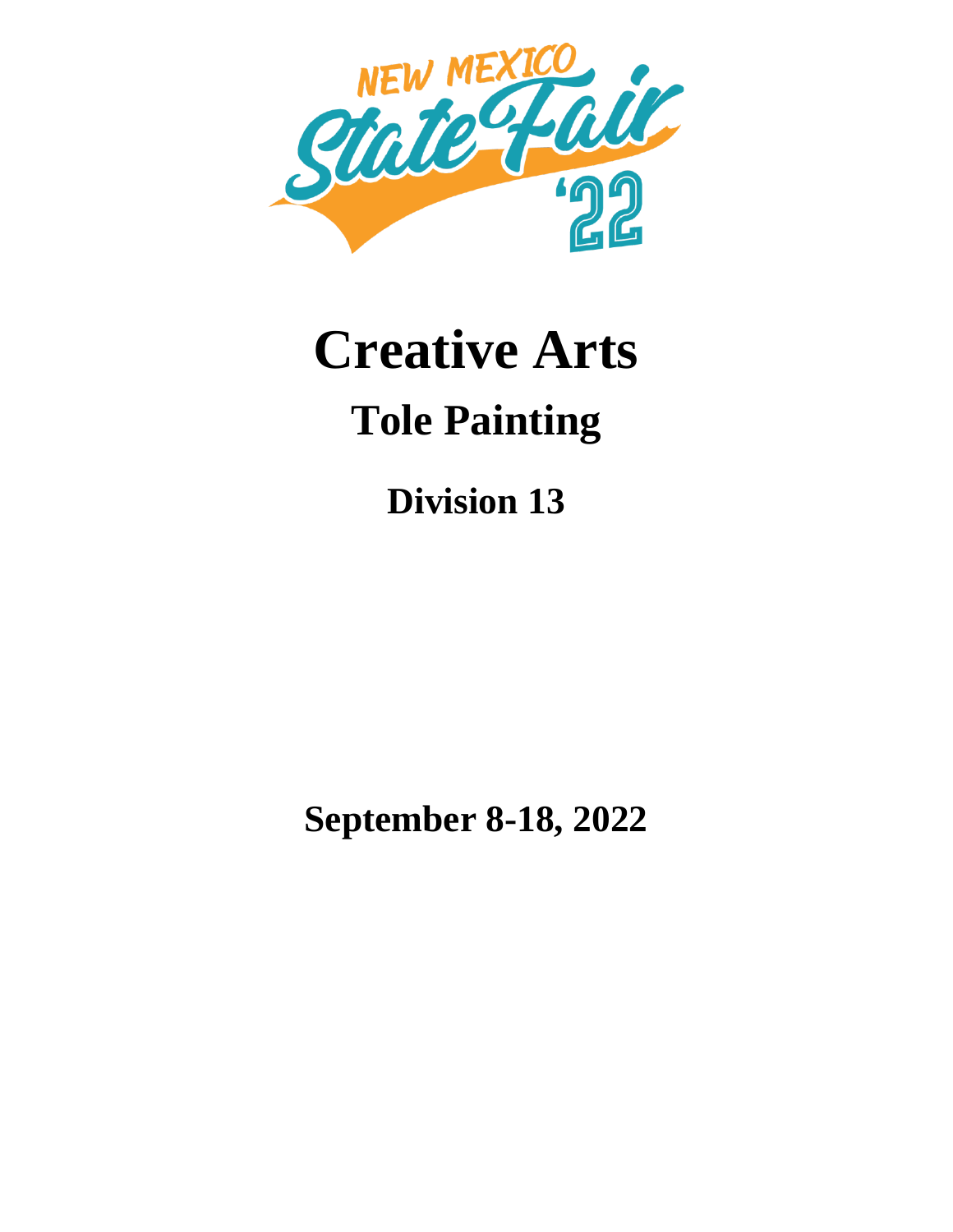NEW MEXICO State Fair '22

# Creative Arts

## Tole Painting

### Division 13

**September 8-18, 2022**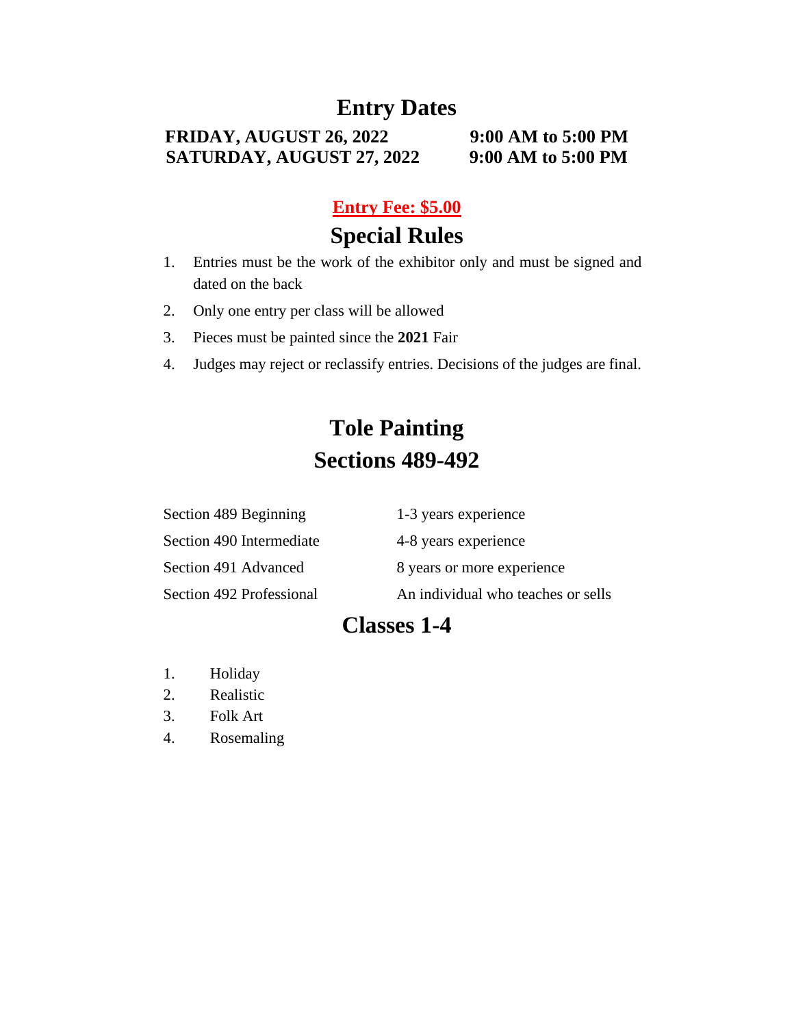## Entry Dates

| | |
|---|---|
| **FRIDAY, AUGUST 26, 2022** | **9:00 AM to 5:00 PM** |
| **SATURDAY, AUGUST 27, 2022** | **9:00 AM to 5:00 PM** |

**Entry Fee: $5.00**

## Special Rules

1. Entries must be the work of the exhibitor only and must be signed and dated on the back
2. Only one entry per class will be allowed
3. Pieces must be painted since the **2021** Fair
4. Judges may reject or reclassify entries. Decisions of the judges are final.

## Tole Painting
## Sections 489-492

| | |
|---|---|
| Section 489 Beginning | 1-3 years experience |
| Section 490 Intermediate | 4-8 years experience |
| Section 491 Advanced | 8 years or more experience |
| Section 492 Professional | An individual who teaches or sells |

## Classes 1-4

1. Holiday
2. Realistic
3. Folk Art
4. Rosemaling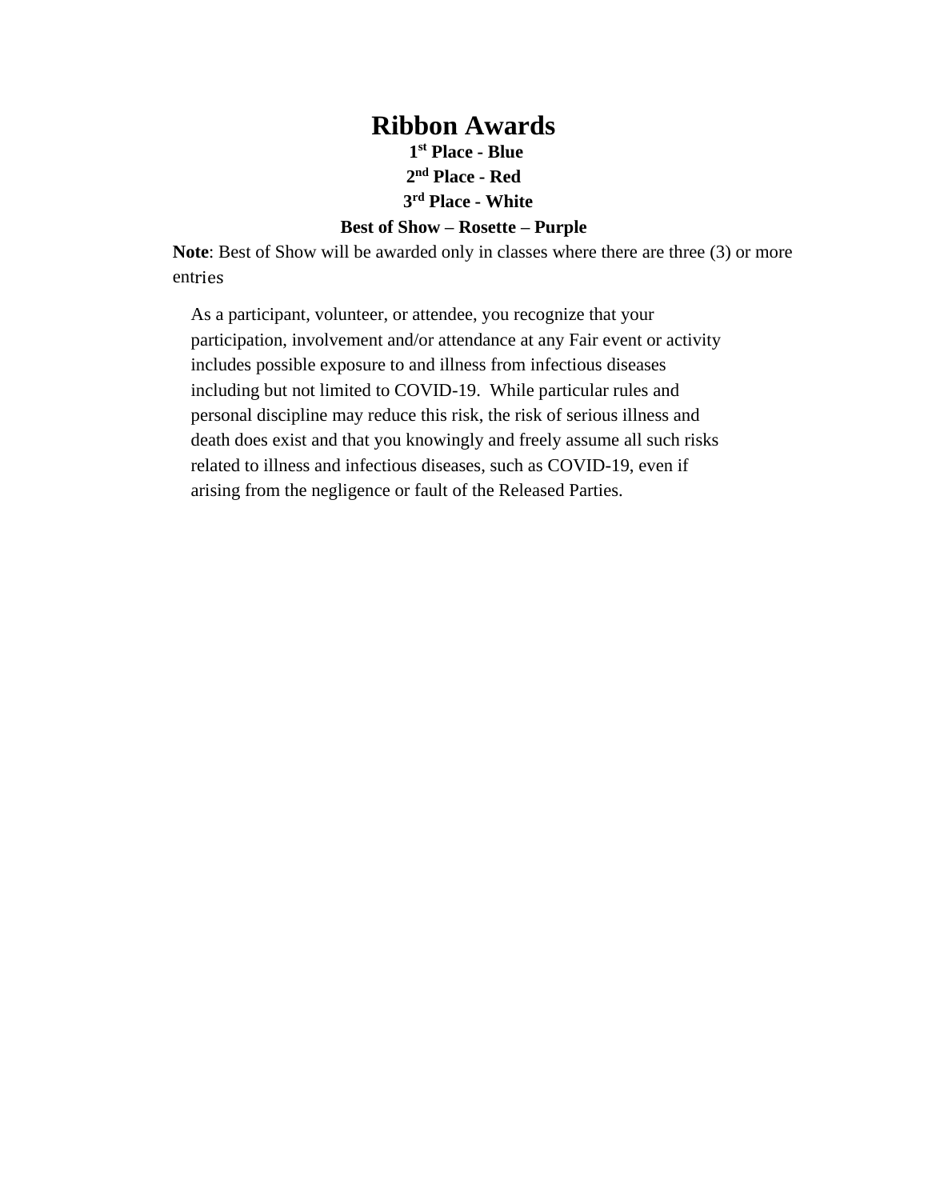# Ribbon Awards

**1st Place - Blue**

**2nd Place - Red**

**3rd Place - White**

**Best of Show – Rosette – Purple**

**Note**: Best of Show will be awarded only in classes where there are three (3) or more entries

As a participant, volunteer, or attendee, you recognize that your participation, involvement and/or attendance at any Fair event or activity includes possible exposure to and illness from infectious diseases including but not limited to COVID-19. While particular rules and personal discipline may reduce this risk, the risk of serious illness and death does exist and that you knowingly and freely assume all such risks related to illness and infectious diseases, such as COVID-19, even if arising from the negligence or fault of the Released Parties.